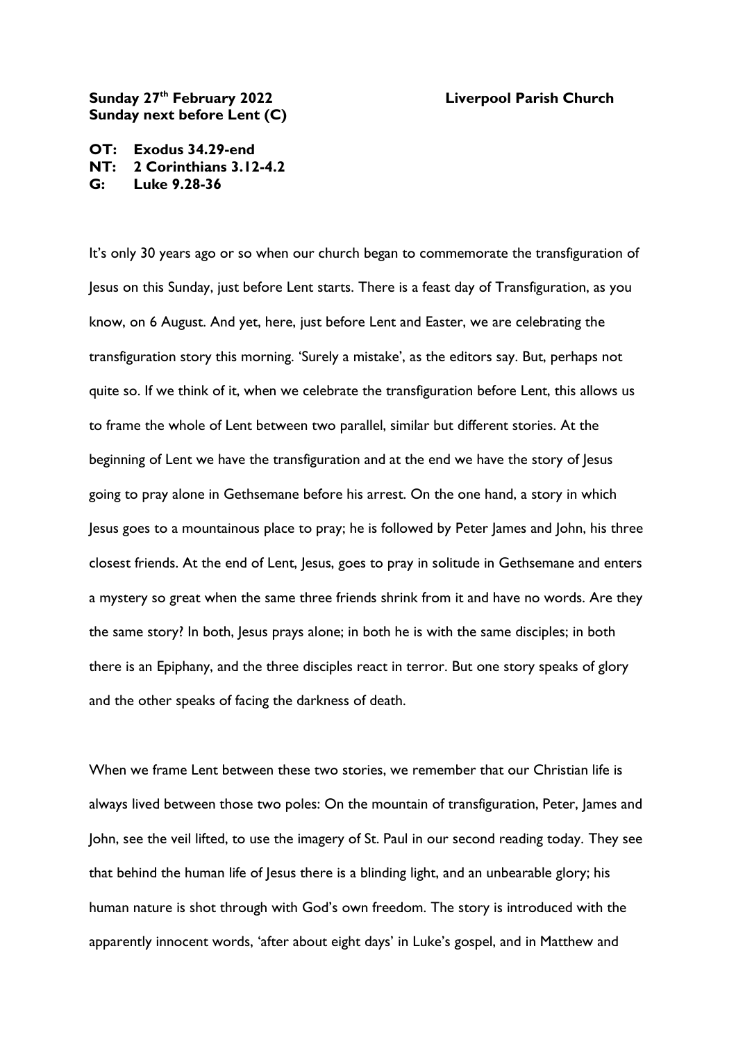**Sunday 27th February 2022** **Liverpool Parish Church**
**Sunday next before Lent (C)**

**OT: Exodus 34.29-end**
**NT: 2 Corinthians 3.12-4.2**
**G: Luke 9.28-36**

It's only 30 years ago or so when our church began to commemorate the transfiguration of Jesus on this Sunday, just before Lent starts. There is a feast day of Transfiguration, as you know, on 6 August. And yet, here, just before Lent and Easter, we are celebrating the transfiguration story this morning. 'Surely a mistake', as the editors say. But, perhaps not quite so. If we think of it, when we celebrate the transfiguration before Lent, this allows us to frame the whole of Lent between two parallel, similar but different stories. At the beginning of Lent we have the transfiguration and at the end we have the story of Jesus going to pray alone in Gethsemane before his arrest. On the one hand, a story in which Jesus goes to a mountainous place to pray; he is followed by Peter James and John, his three closest friends. At the end of Lent, Jesus, goes to pray in solitude in Gethsemane and enters a mystery so great when the same three friends shrink from it and have no words. Are they the same story? In both, Jesus prays alone; in both he is with the same disciples; in both there is an Epiphany, and the three disciples react in terror. But one story speaks of glory and the other speaks of facing the darkness of death.

When we frame Lent between these two stories, we remember that our Christian life is always lived between those two poles: On the mountain of transfiguration, Peter, James and John, see the veil lifted, to use the imagery of St. Paul in our second reading today. They see that behind the human life of Jesus there is a blinding light, and an unbearable glory; his human nature is shot through with God's own freedom. The story is introduced with the apparently innocent words, 'after about eight days' in Luke's gospel, and in Matthew and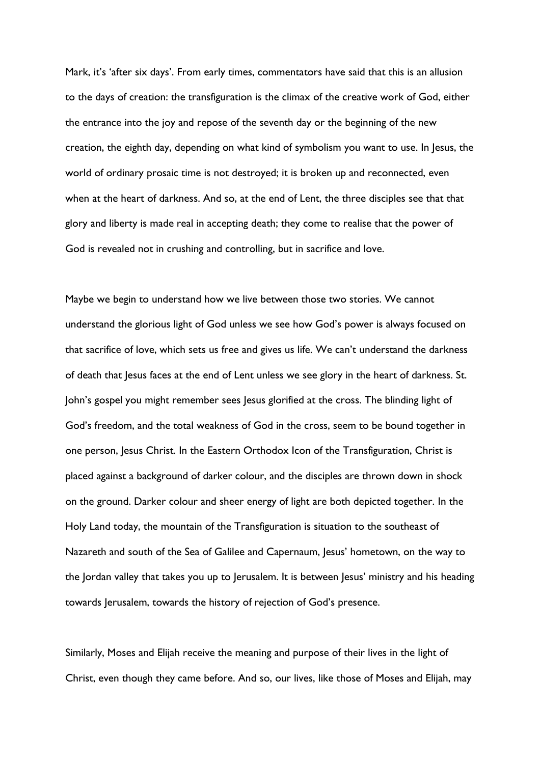Mark, it's 'after six days'. From early times, commentators have said that this is an allusion to the days of creation: the transfiguration is the climax of the creative work of God, either the entrance into the joy and repose of the seventh day or the beginning of the new creation, the eighth day, depending on what kind of symbolism you want to use. In Jesus, the world of ordinary prosaic time is not destroyed; it is broken up and reconnected, even when at the heart of darkness. And so, at the end of Lent, the three disciples see that that glory and liberty is made real in accepting death; they come to realise that the power of God is revealed not in crushing and controlling, but in sacrifice and love.

Maybe we begin to understand how we live between those two stories. We cannot understand the glorious light of God unless we see how God's power is always focused on that sacrifice of love, which sets us free and gives us life. We can't understand the darkness of death that Jesus faces at the end of Lent unless we see glory in the heart of darkness. St. John's gospel you might remember sees Jesus glorified at the cross. The blinding light of God's freedom, and the total weakness of God in the cross, seem to be bound together in one person, Jesus Christ. In the Eastern Orthodox Icon of the Transfiguration, Christ is placed against a background of darker colour, and the disciples are thrown down in shock on the ground. Darker colour and sheer energy of light are both depicted together. In the Holy Land today, the mountain of the Transfiguration is situation to the southeast of Nazareth and south of the Sea of Galilee and Capernaum, Jesus' hometown, on the way to the Jordan valley that takes you up to Jerusalem. It is between Jesus' ministry and his heading towards Jerusalem, towards the history of rejection of God's presence.

Similarly, Moses and Elijah receive the meaning and purpose of their lives in the light of Christ, even though they came before. And so, our lives, like those of Moses and Elijah, may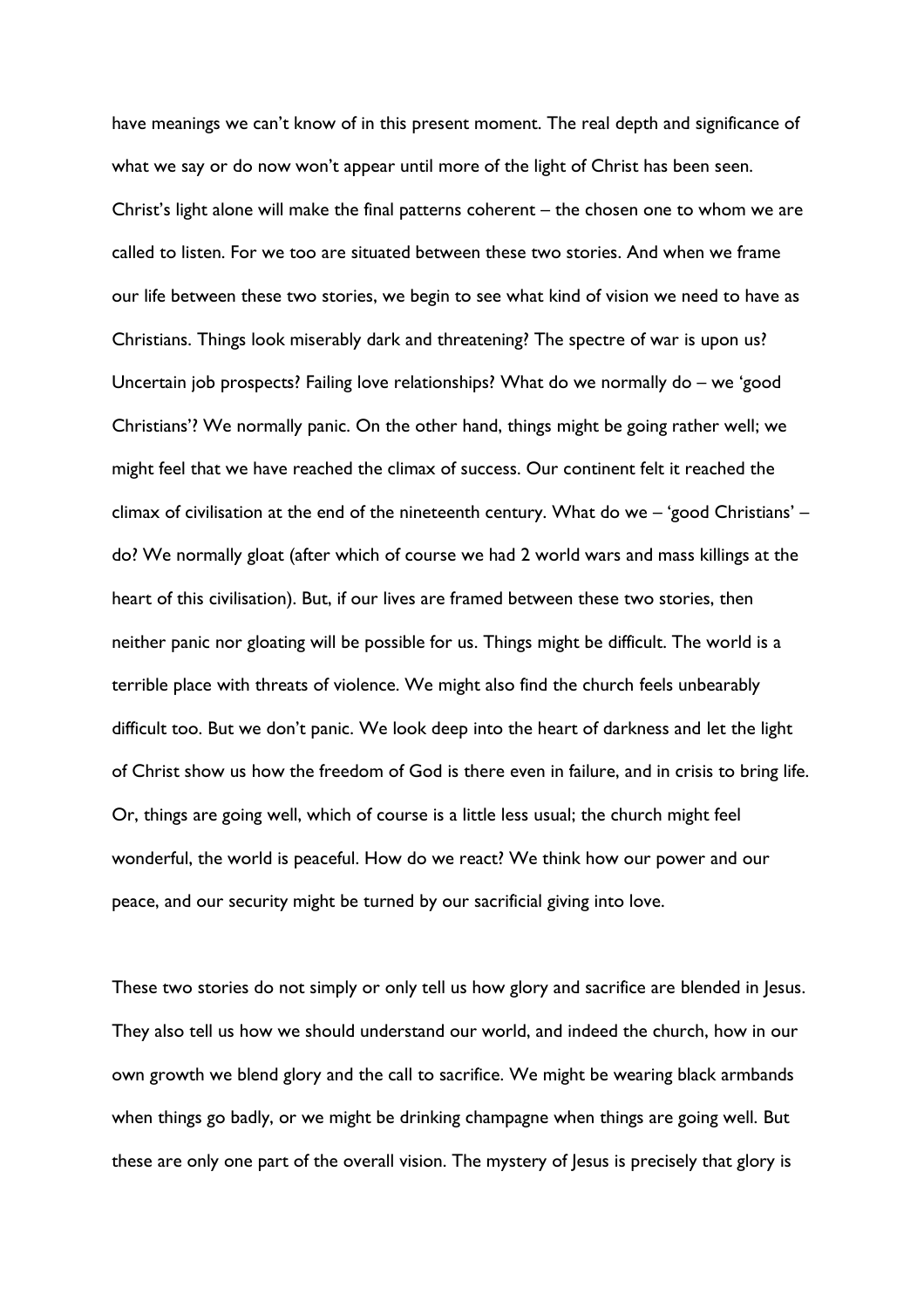have meanings we can't know of in this present moment. The real depth and significance of what we say or do now won't appear until more of the light of Christ has been seen. Christ's light alone will make the final patterns coherent – the chosen one to whom we are called to listen. For we too are situated between these two stories. And when we frame our life between these two stories, we begin to see what kind of vision we need to have as Christians. Things look miserably dark and threatening? The spectre of war is upon us? Uncertain job prospects? Failing love relationships? What do we normally do – we 'good Christians'? We normally panic. On the other hand, things might be going rather well; we might feel that we have reached the climax of success. Our continent felt it reached the climax of civilisation at the end of the nineteenth century. What do we – 'good Christians' – do? We normally gloat (after which of course we had 2 world wars and mass killings at the heart of this civilisation). But, if our lives are framed between these two stories, then neither panic nor gloating will be possible for us. Things might be difficult. The world is a terrible place with threats of violence. We might also find the church feels unbearably difficult too. But we don't panic. We look deep into the heart of darkness and let the light of Christ show us how the freedom of God is there even in failure, and in crisis to bring life. Or, things are going well, which of course is a little less usual; the church might feel wonderful, the world is peaceful. How do we react? We think how our power and our peace, and our security might be turned by our sacrificial giving into love.

These two stories do not simply or only tell us how glory and sacrifice are blended in Jesus. They also tell us how we should understand our world, and indeed the church, how in our own growth we blend glory and the call to sacrifice. We might be wearing black armbands when things go badly, or we might be drinking champagne when things are going well. But these are only one part of the overall vision. The mystery of Jesus is precisely that glory is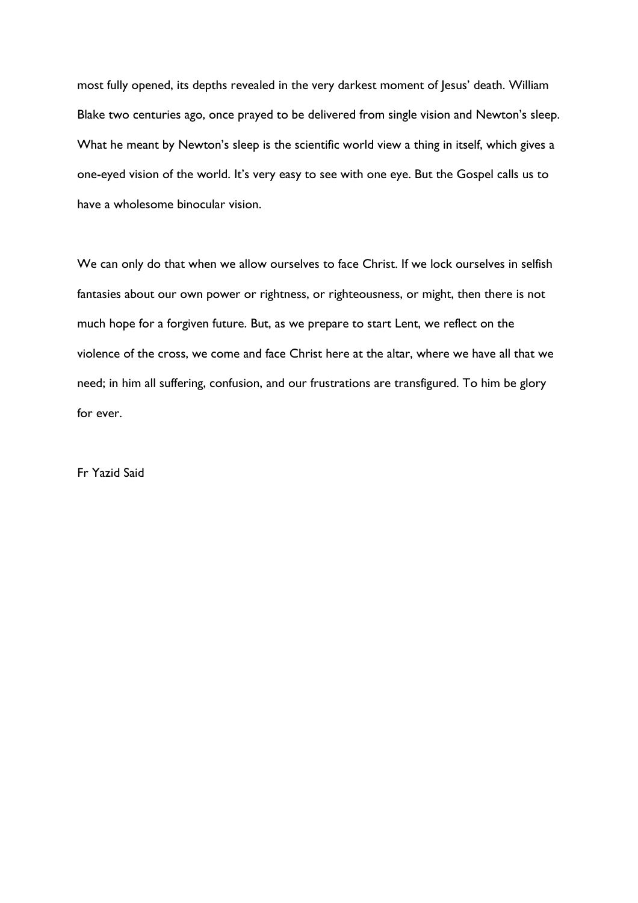most fully opened, its depths revealed in the very darkest moment of Jesus' death. William Blake two centuries ago, once prayed to be delivered from single vision and Newton's sleep. What he meant by Newton's sleep is the scientific world view a thing in itself, which gives a one-eyed vision of the world. It's very easy to see with one eye. But the Gospel calls us to have a wholesome binocular vision.

We can only do that when we allow ourselves to face Christ. If we lock ourselves in selfish fantasies about our own power or rightness, or righteousness, or might, then there is not much hope for a forgiven future. But, as we prepare to start Lent, we reflect on the violence of the cross, we come and face Christ here at the altar, where we have all that we need; in him all suffering, confusion, and our frustrations are transfigured. To him be glory for ever.

Fr Yazid Said